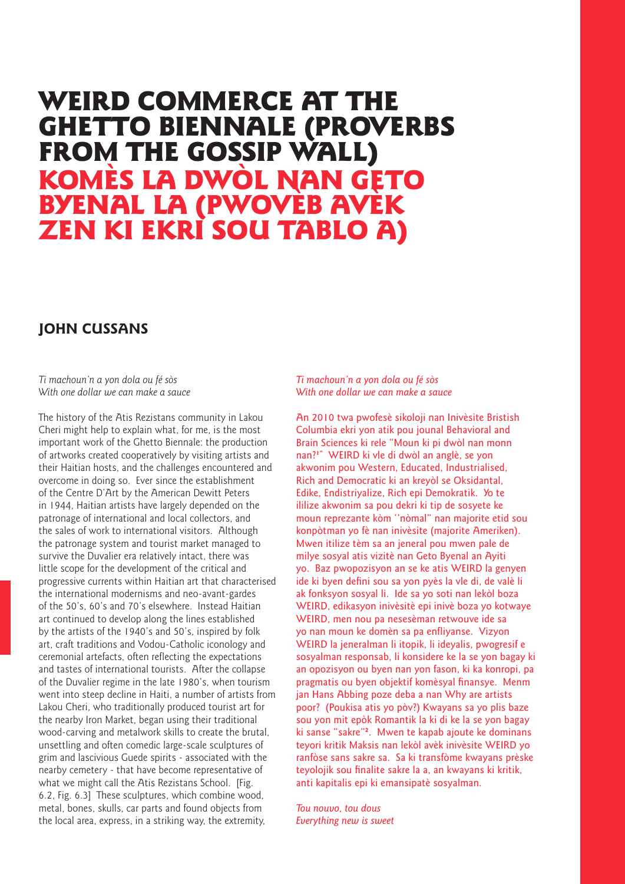# WEIRD COMMERCE AT THE GHETTO BIENNALE (PROVERBS FROM THE GOSSIP WALL)
# KOMÈS LA DWÒL NAN GETO BYENAL LA (PWOVÈB AVÈK ZEN KI EKRI SOU TABLO A)

## JOHN CUSSANS

*Ti machoun'n a yon dola ou fé sòs*
*With one dollar we can make a sauce*

The history of the Atis Rezistans community in Lakou Cheri might help to explain what, for me, is the most important work of the Ghetto Biennale: the production of artworks created cooperatively by visiting artists and their Haitian hosts, and the challenges encountered and overcome in doing so. Ever since the establishment of the Centre D'Art by the American Dewitt Peters in 1944, Haitian artists have largely depended on the patronage of international and local collectors, and the sales of work to international visitors. Although the patronage system and tourist market managed to survive the Duvalier era relatively intact, there was little scope for the development of the critical and progressive currents within Haitian art that characterised the international modernisms and neo-avant-gardes of the 50's, 60's and 70's elsewhere. Instead Haitian art continued to develop along the lines established by the artists of the 1940's and 50's, inspired by folk art, craft traditions and Vodou-Catholic iconology and ceremonial artefacts, often reflecting the expectations and tastes of international tourists. After the collapse of the Duvalier regime in the late 1980's, when tourism went into steep decline in Haiti, a number of artists from Lakou Cheri, who traditionally produced tourist art for the nearby Iron Market, began using their traditional wood-carving and metalwork skills to create the brutal, unsettling and often comedic large-scale sculptures of grim and lascivious Guede spirits - associated with the nearby cemetery - that have become representative of what we might call the Atis Rezistans School. [Fig. 6.2, Fig. 6.3] These sculptures, which combine wood, metal, bones, skulls, car parts and found objects from the local area, express, in a striking way, the extremity,

*Ti machoun'n a yon dola ou fé sòs*
*With one dollar we can make a sauce*

An 2010 twa pwofesè sikoloji nan Inivèsite Bristish Columbia ekri yon atik pou jounal Behavioral and Brain Sciences ki rele "Moun ki pi dwòl nan monn nan?[1]" WEIRD ki vle di dwòl an anglè, se yon akwonim pou Western, Educated, Industrialised, Rich and Democratic ki an kreyòl se Oksidantal, Edike, Endistriyalize, Rich epi Demokratik. Yo te ililize akwonim sa pou dekri ki tip de sosyete ke moun reprezante kòm ''nòmal" nan majorite etid sou konpòtman yo fè nan inivèsite (majorite Ameriken). Mwen itilize tèm sa an jeneral pou mwen pale de milye sosyal atis vizitè nan Geto Byenal an Ayiti yo. Baz pwopozisyon an se ke atis WEIRD la genyen ide ki byen defini sou sa yon pyès la vle di, de valè li ak fonksyon sosyal li. Ide sa yo soti nan lekòl boza WEIRD, edikasyon inivèsitè epi inivè boza yo kotwaye WEIRD, men nou pa nesesèman retwouve ide sa yo nan moun ke domèn sa pa enfliyanse. Vizyon WEIRD la jeneralman li itopik, li ideyalis, pwogresif e sosyalman responsab, li konsidere ke la se yon bagay ki an opozisyon ou byen nan yon fason, ki ka konropi, pa pragmatis ou byen objektif komèsyal finansye. Menm jan Hans Abbing poze deba a nan Why are artists poor? (Poukisa atis yo pòv?) Kwayans sa yo plis baze sou yon mit epòk Romantik la ki di ke la se yon bagay ki sanse "sakre"[2]. Mwen te kapab ajoute ke dominans teyori kritik Maksis nan lekòl avèk inivèsite WEIRD yo ranfòse sans sakre sa. Sa ki transfòme kwayans prèske teyolojik sou finalite sakre la a, an kwayans ki kritik, anti kapitalis epi ki emansipatè sosyalman.

*Tou nouvo, tou dous*
*Everything new is sweet*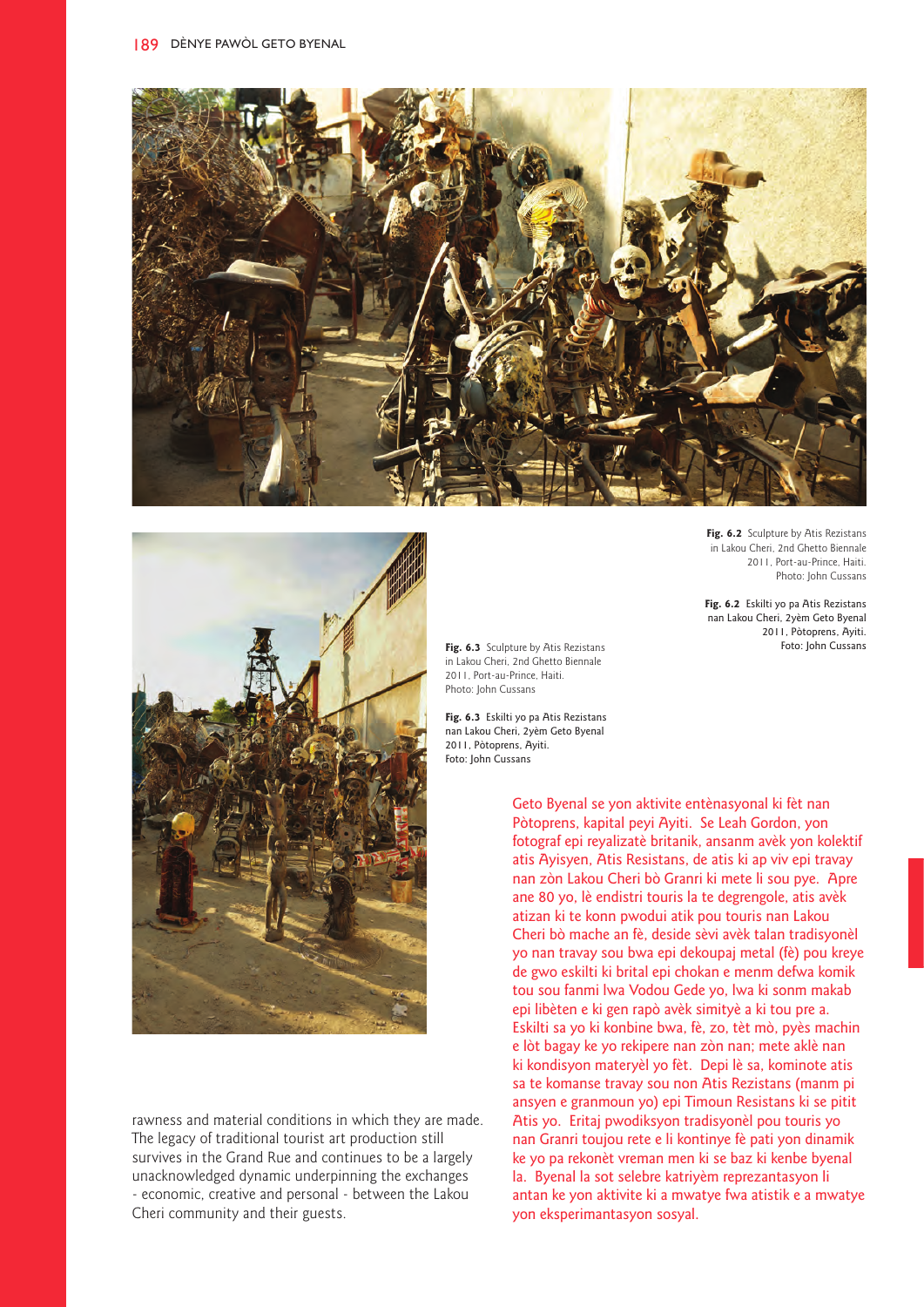**Fig. 6.2** Sculpture by Atis Rezistans in Lakou Cheri, 2nd Ghetto Biennale 2011, Port-au-Prince, Haiti. Photo: John Cussans

**Fig. 6.2** Eskilti yo pa Atis Rezistans nan Lakou Cheri, 2yèm Geto Byenal 2011, Pòtoprens, Ayiti. Foto: John Cussans

**Fig. 6.3** Sculpture by Atis Rezistans in Lakou Cheri, 2nd Ghetto Biennale 2011, Port-au-Prince, Haiti. Photo: John Cussans

**Fig. 6.3** Eskilti yo pa Atis Rezistans nan Lakou Cheri, 2yèm Geto Byenal 2011, Pòtoprens, Ayiti. Foto: John Cussans

rawness and material conditions in which they are made. The legacy of traditional tourist art production still survives in the Grand Rue and continues to be a largely unacknowledged dynamic underpinning the exchanges - economic, creative and personal - between the Lakou Cheri community and their guests.

Geto Byenal se yon aktivite entènasyonal ki fèt nan Pòtoprens, kapital peyi Ayiti. Se Leah Gordon, yon fotograf epi reyalizatè britanik, ansanm avèk yon kolektif atis Ayisyen, Atis Resistans, de atis ki ap viv epi travay nan zòn Lakou Cheri bò Granri ki mete li sou pye. Apre ane 80 yo, lè endistri touris la te degrengole, atis avèk atizan ki te konn pwodui atik pou touris nan Lakou Cheri bò mache an fè, deside sèvi avèk talan tradisyonèl yo nan travay sou bwa epi dekoupaj metal (fè) pou kreye de gwo eskilti ki brital epi chokan e menm defwa komik tou sou fanmi lwa Vodou Gede yo, lwa ki sonm makab epi libèten e ki gen rapò avèk simityè a ki tou pre a. Eskilti sa yo ki konbine bwa, fè, zo, tèt mò, pyès machin e lòt bagay ke yo rekipere nan zòn nan; mete aklè nan ki kondisyon materyèl yo fèt. Depi lè sa, kominote atis sa te komanse travay sou non Atis Rezistans (manm pi ansyen e granmoun yo) epi Timoun Resistans ki se pitit Atis yo. Eritaj pwodiksyon tradisyonèl pou touris yo nan Granri toujou rete e li kontinye fè pati yon dinamik ke yo pa rekonèt vreman men ki se baz ki kenbe byenal la. Byenal la sot selebre katriyèm reprezantasyon li antan ke yon aktivite ki a mwatye fwa atistik e a mwatye yon eksperimantasyon sosyal.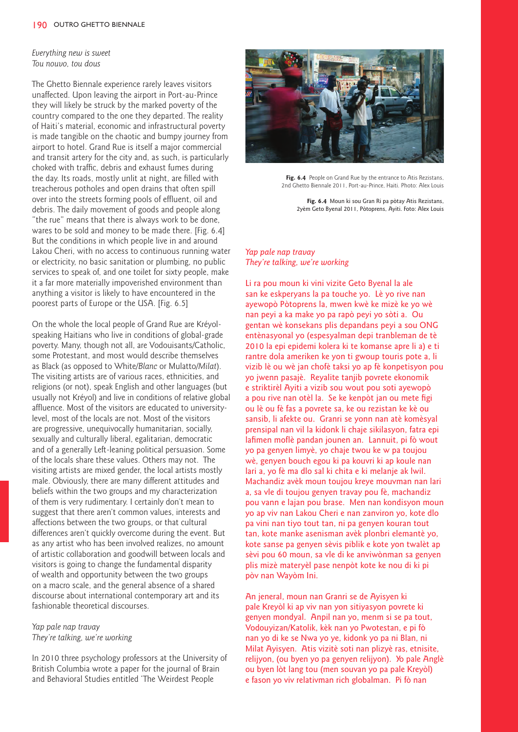*Everything new is sweet*
*Tou nouvo, tou dous*

The Ghetto Biennale experience rarely leaves visitors unaffected. Upon leaving the airport in Port-au-Prince they will likely be struck by the marked poverty of the country compared to the one they departed. The reality of Haiti's material, economic and infrastructural poverty is made tangible on the chaotic and bumpy journey from airport to hotel. Grand Rue is itself a major commercial and transit artery for the city and, as such, is particularly choked with traffic, debris and exhaust fumes during the day. Its roads, mostly unlit at night, are filled with treacherous potholes and open drains that often spill over into the streets forming pools of effluent, oil and debris. The daily movement of goods and people along "the rue" means that there is always work to be done, wares to be sold and money to be made there. [Fig. 6.4] But the conditions in which people live in and around Lakou Cheri, with no access to continuous running water or electricity, no basic sanitation or plumbing, no public services to speak of, and one toilet for sixty people, make it a far more materially impoverished environment than anything a visitor is likely to have encountered in the poorest parts of Europe or the USA. [Fig. 6.5]

On the whole the local people of Grand Rue are Kréyol-speaking Haitians who live in conditions of global-grade poverty. Many, though not all, are Vodouisants/Catholic, some Protestant, and most would describe themselves as Black (as opposed to White/*Blanc* or Mulatto/*Milat*). The visiting artists are of various races, ethnicities, and religions (or not), speak English and other languages (but usually not Kréyol) and live in conditions of relative global affluence. Most of the visitors are educated to university-level, most of the locals are not. Most of the visitors are progressive, unequivocally humanitarian, socially, sexually and culturally liberal, egalitarian, democratic and of a generally Left-leaning political persuasion. Some of the locals share these values. Others may not. The visiting artists are mixed gender, the local artists mostly male. Obviously, there are many different attitudes and beliefs within the two groups and my characterization of them is very rudimentary. I certainly don't mean to suggest that there aren't common values, interests and affections between the two groups, or that cultural differences aren't quickly overcome during the event. But as any artist who has been involved realizes, no amount of artistic collaboration and goodwill between locals and visitors is going to change the fundamental disparity of wealth and opportunity between the two groups on a macro scale, and the general absence of a shared discourse about international contemporary art and its fashionable theoretical discourses.

*Yap pale nap travay*
*They're talking, we're working*

In 2010 three psychology professors at the University of British Columbia wrote a paper for the journal of Brain and Behavioral Studies entitled 'The Weirdest People

**Fig. 6.4** People on Grand Rue by the entrance to Atis Rezistans, 2nd Ghetto Biennale 2011, Port-au-Prince, Haiti. Photo: Alex Louis

**Fig. 6.4** Moun ki sou Gran Ri pa pòtay Atis Rezistans, 2yèm Geto Byenal 2011, Pòtoprens, Ayiti. Foto: Alex Louis

*Yap pale nap travay*
*They're talking, we're working*

Li ra pou moun ki vini vizite Geto Byenal la ale san ke eskperyans la pa touche yo. Lè yo rive nan ayewopò Pòtoprens la, mwen kwè ke mizè ke yo wè nan peyi a ka make yo pa rapò peyi yo sòti a. Ou gentan wè konsekans plis depandans peyi a sou ONG entènasyonal yo (espesyalman depi tranbleman de tè 2010 la epi epidemi kolera ki te komanse apre li a) e ti rantre dola ameriken ke yon ti gwoup touris pote a, li vizib lè ou wè jan chofè taksi yo ap fè konpetisyon pou yo jwenn pasajè. Reyalite tanjib povrete ekonomik e striktirèl Ayiti a vizib sou wout pou soti ayewopò a pou rive nan otèl la. Se ke kenpòt jan ou mete figi ou lè ou fè fas a povrete sa, ke ou rezistan ke kè ou sansib, li afekte ou. Granri se yonn nan atè komèsyal prensipal nan vil la kidonk li chaje sikilasyon, fatra epi lafimen moflè pandan jounen an. Lannuit, pi fò wout yo pa genyen limyè, yo chaje twou ke w pa toujou wè, genyen bouch egou ki pa kouvri ki ap koule nan lari a, yo fè ma dlo sal ki chita e ki melanje ak lwil. Machandiz avèk moun toujou kreye mouvman nan lari a, sa vle di toujou genyen travay pou fè, machandiz pou vann e lajan pou brase. Men nan kondisyon moun yo ap viv nan Lakou Cheri e nan zanviron yo, kote dlo pa vini nan tiyo tout tan, ni pa genyen kouran tout tan, kote manke asenisman avèk plonbri elemantè yo, kote sanse pa genyen sèvis piblik e kote yon twalèt ap sèvi pou 60 moun, sa vle di ke anviwònman sa genyen plis mizè materyèl pase nenpòt kote ke nou di ki pi pòv nan Wayòm Ini.

An jeneral, moun nan Granri se de Ayisyen ki pale Kreyòl ki ap viv nan yon sitiyasyon povrete ki genyen mondyal. Anpil nan yo, menm si se pa tout, Vodouyizan/Katolik, kèk nan yo Pwotestan, e pi fò nan yo di ke se Nwa yo ye, kidonk yo pa ni Blan, ni Milat Ayisyen. Atis vizitè soti nan plizyè ras, etnisite, relijyon, (ou byen yo pa genyen relijyon). Yo pale Anglè ou byen lòt lang tou (men souvan yo pa pale Kreyòl) e fason yo viv relativman rich globalman. Pi fò nan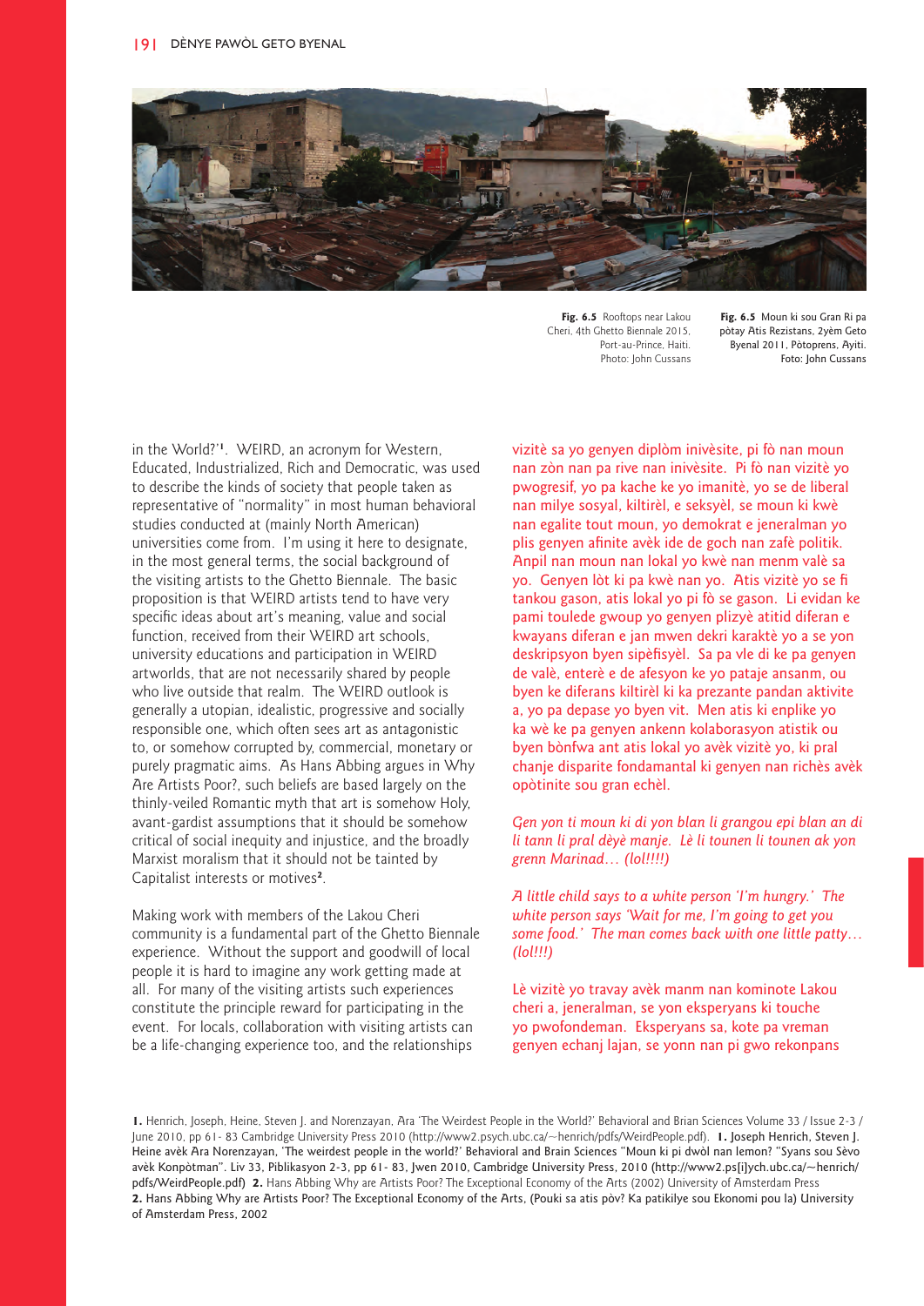Fig. 6.5 Rooftops near Lakou Cheri, 4th Ghetto Biennale 2015, Port-au-Prince, Haiti. Photo: John Cussans

Fig. 6.5 Moun ki sou Gran Ri pa pòtay Atis Rezistans, 2yèm Geto Byenal 2011, Pòtoprens, Ayiti. Foto: John Cussans

in the World?'[1]. WEIRD, an acronym for Western, Educated, Industrialized, Rich and Democratic, was used to describe the kinds of society that people taken as representative of "normality" in most human behavioral studies conducted at (mainly North American) universities come from. I'm using it here to designate, in the most general terms, the social background of the visiting artists to the Ghetto Biennale. The basic proposition is that WEIRD artists tend to have very specific ideas about art's meaning, value and social function, received from their WEIRD art schools, university educations and participation in WEIRD artworlds, that are not necessarily shared by people who live outside that realm. The WEIRD outlook is generally a utopian, idealistic, progressive and socially responsible one, which often sees art as antagonistic to, or somehow corrupted by, commercial, monetary or purely pragmatic aims. As Hans Abbing argues in Why Are Artists Poor?, such beliefs are based largely on the thinly-veiled Romantic myth that art is somehow Holy, avant-gardist assumptions that it should be somehow critical of social inequity and injustice, and the broadly Marxist moralism that it should not be tainted by Capitalist interests or motives[2].

Making work with members of the Lakou Cheri community is a fundamental part of the Ghetto Biennale experience. Without the support and goodwill of local people it is hard to imagine any work getting made at all. For many of the visiting artists such experiences constitute the principle reward for participating in the event. For locals, collaboration with visiting artists can be a life-changing experience too, and the relationships

vizitè sa yo genyen diplòm invèsite, pi fò nan moun nan zòn nan pa rive nan invèsite. Pi fò nan vizitè yo pwogresif, yo pa kache ke yo imanitè, yo se de liberal nan milye sosyal, kiltirèl, e seksyèl, se moun ki kwè nan egalite tout moun, yo demokrat e jeneralman yo plis genyen afinite avèk ide de goch nan zafè politik. Anpil nan moun nan lokal yo kwè nan menm valè sa yo. Genyen lòt ki pa kwè nan yo. Atis vizitè yo se fi tankou gason, atis lokal yo pi fò se gason. Li evidan ke pami toulede gwoup yo genyen plizyè atitid diferan e kwayans diferan e jan mwen dekri karaktè yo a se yon deskripsyon byen sipèfisyèl. Sa pa vle di ke pa genyen de valè, enterè e de afesyon ke yo pataje ansanm, ou byen ke diferans kiltirèl ki ka prezante pandan aktivite a, yo pa depase yo byen vit. Men atis ki enplike yo ka wè ke pa genyen ankenn kolaborasyon atistik ou byen bònfwa ant atis lokal yo avèk vizitè yo, ki pral chanje disparite fondamantal ki genyen nan richès avèk opòtinite sou gran echèl.

*Gen yon ti moun ki di yon blan li grangou epi blan an di li tann li pral dèyè manje. Lè li tounen li tounen ak yon grenn Marinad… (lol!!!!)*

*A little child says to a white person 'I'm hungry.' The white person says 'Wait for me, I'm going to get you some food.' The man comes back with one little patty… (lol!!!)*

Lè vizitè yo travay avèk manm nan kominote Lakou cheri a, jeneralman, se yon eksperyans ki touche yo pwofondeman. Eksperyans sa, kote pa vreman genyen echanj lajan, se yonn nan pi gwo rekonpans

1. Henrich, Joseph, Heine, Steven J. and Norenzayan, Ara 'The Weirdest People in the World?' Behavioral and Brian Sciences Volume 33 / Issue 2-3 / June 2010, pp 61- 83 Cambridge University Press 2010 (http://www2.psych.ubc.ca/~henrich/pdfs/WeirdPeople.pdf). 1. Joseph Henrich, Steven J. Heine avèk Ara Norenzayan, 'The weirdest people in the world?' Behavioral and Brain Sciences "Moun ki pi dwòl nan lemon? "Syans sou Sèvo avèk Konpòtman". Liv 33, Piblikasyon 2-3, pp 61- 83, Jwen 2010, Cambridge University Press, 2010 (http://www2.ps[i]ych.ubc.ca/~henrich/pdfs/WeirdPeople.pdf) 2. Hans Abbing Why are Artists Poor? The Exceptional Economy of the Arts (2002) University of Amsterdam Press
2. Hans Abbing Why are Artists Poor? The Exceptional Economy of the Arts, (Pouki sa atis pòv? Ka patikilye sou Ekonomi pou la) University of Amsterdam Press, 2002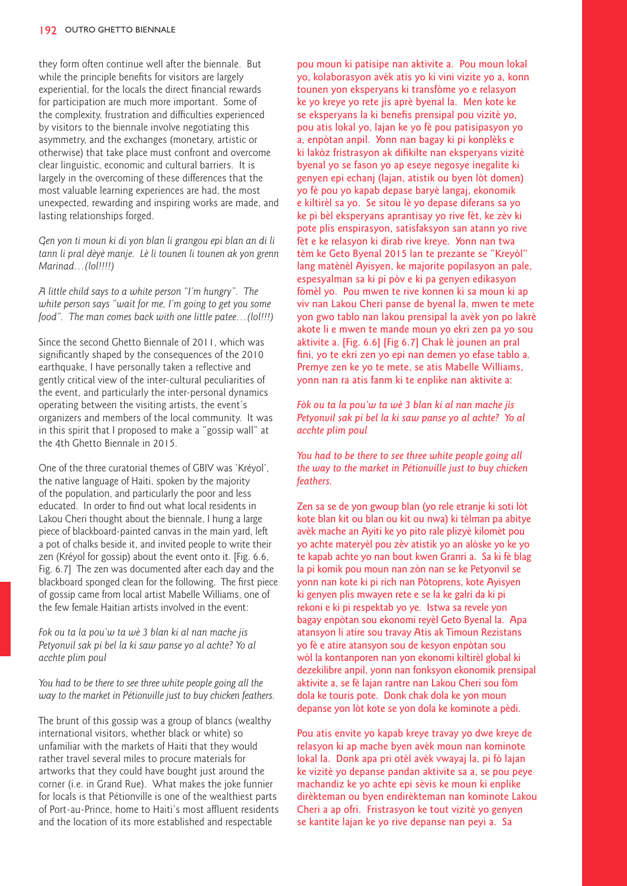they form often continue well after the biennale. But while the principle benefits for visitors are largely experiential, for the locals the direct financial rewards for participation are much more important. Some of the complexity, frustration and difficulties experienced by visitors to the biennale involve negotiating this asymmetry, and the exchanges (monetary, artistic or otherwise) that take place must confront and overcome clear linguistic, economic and cultural barriers. It is largely in the overcoming of these differences that the most valuable learning experiences are had, the most unexpected, rewarding and inspiring works are made, and lasting relationships forged.

*Gen yon ti moun ki di yon blan li grangou epi blan an di li tann li pral dèyè manje. Lè li tounen li tounen ak yon grenn Marinad…(lol!!!!)*

*A little child says to a white person "I'm hungry". The white person says "wait for me, I'm going to get you some food". The man comes back with one little patee…(lol!!!)*

Since the second Ghetto Biennale of 2011, which was significantly shaped by the consequences of the 2010 earthquake, I have personally taken a reflective and gently critical view of the inter-cultural peculiarities of the event, and particularly the inter-personal dynamics operating between the visiting artists, the event's organizers and members of the local community. It was in this spirit that I proposed to make a "gossip wall" at the 4th Ghetto Biennale in 2015.

One of the three curatorial themes of GBIV was 'Kréyol', the native language of Haiti, spoken by the majority of the population, and particularly the poor and less educated. In order to find out what local residents in Lakou Cheri thought about the biennale, I hung a large piece of blackboard-painted canvas in the main yard, left a pot of chalks beside it, and invited people to write their zen (Kréyol for gossip) about the event onto it. [Fig. 6.6, Fig. 6.7] The zen was documented after each day and the blackboard sponged clean for the following. The first piece of gossip came from local artist Mabelle Williams, one of the few female Haitian artists involved in the event:

*Fok ou ta la pou'w ta wè 3 blan ki al nan mache jis Petyonvil sak pi bel la ki saw panse yo al achte? Yo al acchte plim poul*

*You had to be there to see three white people going all the way to the market in Pétionville just to buy chicken feathers.*

The brunt of this gossip was a group of blancs (wealthy international visitors, whether black or white) so unfamiliar with the markets of Haiti that they would rather travel several miles to procure materials for artworks that they could have bought just around the corner (i.e. in Grand Rue). What makes the joke funnier for locals is that Pétionville is one of the wealthiest parts of Port-au-Prince, home to Haiti's most affluent residents and the location of its more established and respectable

pou moun ki patisipe nan aktivite a. Pou moun lokal yo, kolaborasyon avèk atis yo ki vini vizite yo a, konn tounen yon eksperyans ki transfòme yo e relasyon ke yo kreye yo rete jis aprè byenal la. Men kote ke se eksperyans la ki benefis prensipal pou vizitè yo, pou atis lokal yo, lajan ke yo fè pou patisipasyon yo a, enpòtan anpil. Yonn nan bagay ki pi konplèks e ki lakòz fristrasyon ak difikilte nan eksperyans vizitè byenal yo se fason yo ap eseye negosye inegalite ki genyen epi echanj (lajan, atistik ou byen lòt domen) yo fè pou yo kapab depase baryè langaj, ekonomik e kiltirèl sa yo. Se sitou lè yo depase diferans sa yo ke pi bèl eksperyans aprantisay yo rive fèt, ke zèv ki pote plis enspirasyon, satisfaksyon san atann yo rive fèt e ke relasyon ki dirab rive kreye. Yonn nan twa tèm ke Geto Byenal 2015 lan te prezante se "Kreyòl" lang matènèl Ayisyen, ke majorite popilasyon an pale, espesyalman sa ki pi pòv e ki pa genyen edikasyon fòmèl yo. Pou mwen te rive konnen ki sa moun ki ap viv nan Lakou Cheri panse de byenal la, mwen te mete yon gwo tablo nan lakou prensipal la avèk yon po lakrè akote li e mwen te mande moun yo ekri zen pa yo sou aktivite a. [Fig. 6.6] [Fig 6.7] Chak lè jounen an pral fini, yo te ekri zen yo epi nan demen yo efase tablo a. Premye zen ke yo te mete, se atis Mabelle Williams, yonn nan ra atis fanm ki te enplike nan aktivite a:

*Fòk ou ta la pou'w ta wè 3 blan ki al nan mache jis Petyonvil sak pi bel la ki saw panse yo al achte? Yo al acchte plim poul*

*You had to be there to see three white people going all the way to the market in Pétionville just to buy chicken feathers.*

Zen sa se de yon gwoup blan (yo rele etranje ki soti lòt kote blan kit ou blan ou kit ou nwa) ki tèlman pa abitye avèk mache an Ayiti ke yo pito rale plizyè kilomèt pou yo achte materyèl pou zèv atistik yo an alòske yo ke yo te kapab achte yo nan bout kwen Granri a. Sa ki fè blag la pi komik pou moun nan zòn nan se ke Petyonvil se yonn nan kote ki pi rich nan Pòtoprens, kote Ayisyen ki genyen plis mwayen rete e se la ke galri da ki pi rekoni e ki pi respektab yo ye. Istwa sa revele yon bagay enpòtan sou ekonomi reyèl Geto Byenal la. Apa atansyon li atire sou travay Atis ak Timoun Rezistans yo fè e atire atansyon sou de kesyon enpòtan sou wòl la kontanporen nan yon ekonomi kiltirèl global ki dezekilibre anpil, yonn nan fonksyon ekonomik prensipal aktivite a, se fè lajan rantre nan Lakou Cheri sou fòm dola ke touris pote. Donk chak dola ke yon moun depanse yon lòt kote se yon dola ke kominote a pèdi.

Pou atis envite yo kapab kreye travay yo dwe kreye de relasyon ki ap mache byen avèk moun nan kominote lokal la. Donk apa pri otèl avèk vwayaj la, pi fò lajan ke vizitè yo depanse pandan aktivite sa a, se pou peye machandiz ke yo achte epi sèvis ke moun ki enplike dirèkteman ou byen endirèkteman nan kominote Lakou Cheri a ap ofri. Fristrasyon ke tout vizitè yo genyen se kantite lajan ke yo rive depanse nan peyi a. Sa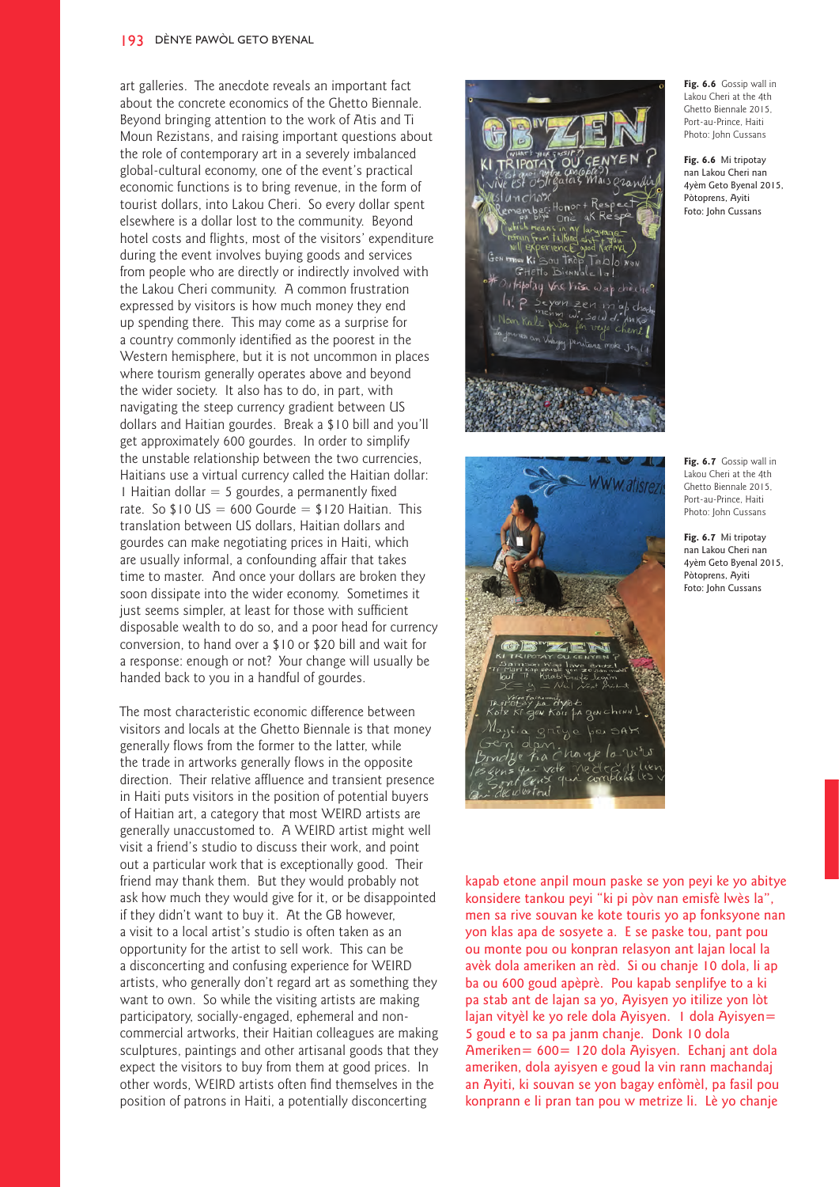art galleries. The anecdote reveals an important fact about the concrete economics of the Ghetto Biennale. Beyond bringing attention to the work of Atis and Ti Moun Rezistans, and raising important questions about the role of contemporary art in a severely imbalanced global-cultural economy, one of the event's practical economic functions is to bring revenue, in the form of tourist dollars, into Lakou Cheri. So every dollar spent elsewhere is a dollar lost to the community. Beyond hotel costs and flights, most of the visitors' expenditure during the event involves buying goods and services from people who are directly or indirectly involved with the Lakou Cheri community. A common frustration expressed by visitors is how much money they end up spending there. This may come as a surprise for a country commonly identified as the poorest in the Western hemisphere, but it is not uncommon in places where tourism generally operates above and beyond the wider society. It also has to do, in part, with navigating the steep currency gradient between US dollars and Haitian gourdes. Break a $10 bill and you'll get approximately 600 gourdes. In order to simplify the unstable relationship between the two currencies, Haitians use a virtual currency called the Haitian dollar: 1 Haitian dollar = 5 gourdes, a permanently fixed rate. So $10 US = 600 Gourde = $120 Haitian. This translation between US dollars, Haitian dollars and gourdes can make negotiating prices in Haiti, which are usually informal, a confounding affair that takes time to master. And once your dollars are broken they soon dissipate into the wider economy. Sometimes it just seems simpler, at least for those with sufficient disposable wealth to do so, and a poor head for currency conversion, to hand over a $10 or $20 bill and wait for a response: enough or not? Your change will usually be handed back to you in a handful of gourdes.

The most characteristic economic difference between visitors and locals at the Ghetto Biennale is that money generally flows from the former to the latter, while the trade in artworks generally flows in the opposite direction. Their relative affluence and transient presence in Haiti puts visitors in the position of potential buyers of Haitian art, a category that most WEIRD artists are generally unaccustomed to. A WEIRD artist might well visit a friend's studio to discuss their work, and point out a particular work that is exceptionally good. Their friend may thank them. But they would probably not ask how much they would give for it, or be disappointed if they didn't want to buy it. At the GB however, a visit to a local artist's studio is often taken as an opportunity for the artist to sell work. This can be a disconcerting and confusing experience for WEIRD artists, who generally don't regard art as something they want to own. So while the visiting artists are making participatory, socially-engaged, ephemeral and non-commercial artworks, their Haitian colleagues are making sculptures, paintings and other artisanal goods that they expect the visitors to buy from them at good prices. In other words, WEIRD artists often find themselves in the position of patrons in Haiti, a potentially disconcerting

**Fig. 6.6** Gossip wall in Lakou Cheri at the 4th Ghetto Biennale 2015, Port-au-Prince, Haiti Photo: John Cussans

**Fig. 6.6** Mi tripotay nan Lakou Cheri nan 4yèm Geto Byenal 2015, Pòtoprens, Ayiti Foto: John Cussans

**Fig. 6.7** Gossip wall in Lakou Cheri at the 4th Ghetto Biennale 2015, Port-au-Prince, Haiti Photo: John Cussans

**Fig. 6.7** Mi tripotay nan Lakou Cheri nan 4yèm Geto Byenal 2015, Pòtoprens, Ayiti Foto: John Cussans

kapab etone anpil moun paske se yon peyi ke yo abitye konsidere tankou peyi "ki pi pòv nan emisfè lwès la", men sa rive souvan ke kote touris yo ap fonksyone nan yon klas apa de sosyete a. E se paske tou, pant pou ou monte pou ou konpran relasyon ant lajan local la avèk dola ameriken an rèd. Si ou chanje 10 dola, li ap ba ou 600 goud apèprè. Pou kapab senplifye to a ki pa stab ant de lajan sa yo, Ayisyen yo itilize yon lòt lajan vityèl ke yo rele dola Ayisyen. 1 dola Ayisyen= 5 goud e to sa pa janm chanje. Donk 10 dola Ameriken= 600= 120 dola Ayisyen. Echanj ant dola ameriken, dola ayisyen e goud la vin rann machandaj an Ayiti, ki souvan se yon bagay enfòmèl, pa fasil pou konprann e li pran tan pou w metrize li. Lè yo chanje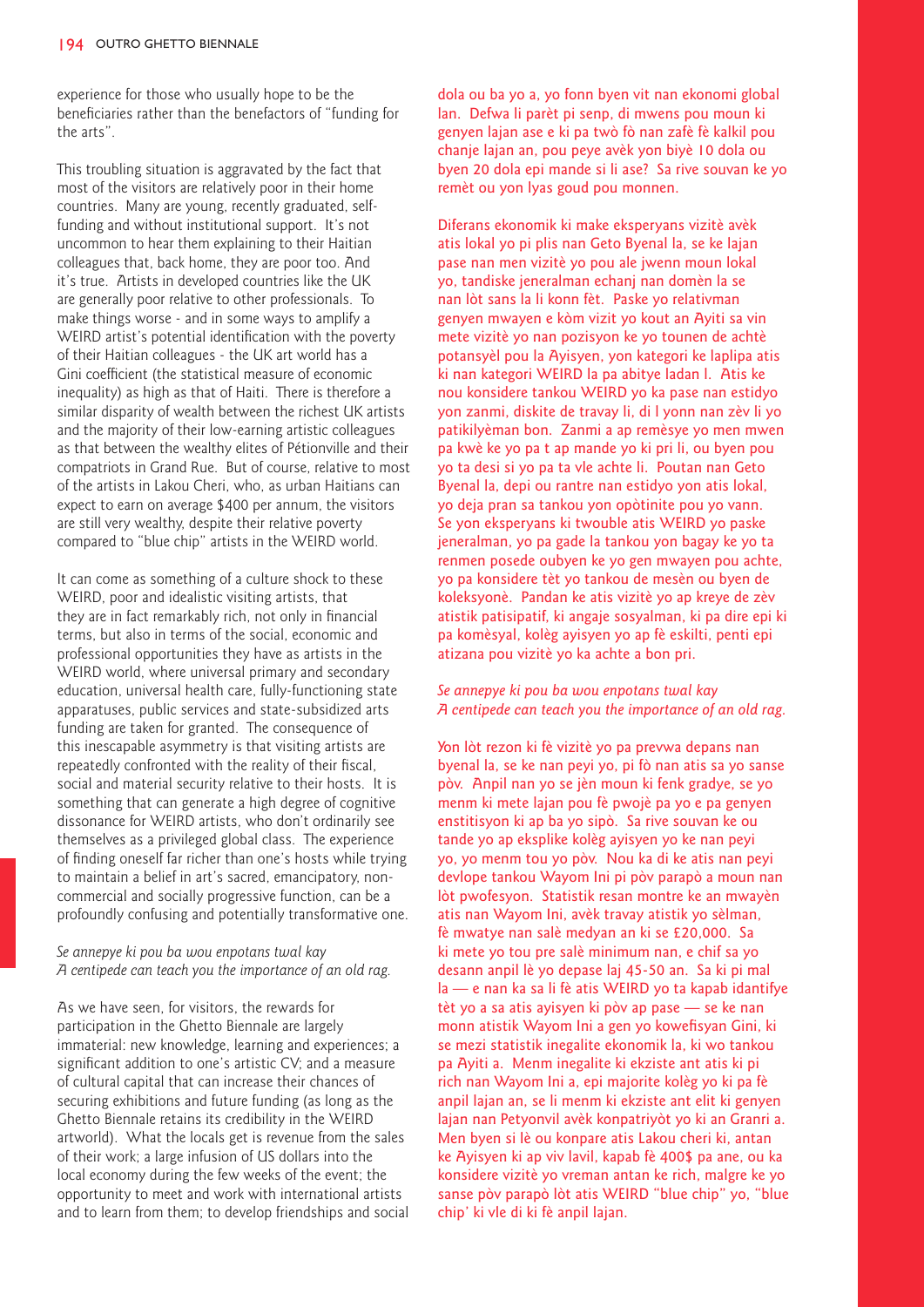experience for those who usually hope to be the beneficiaries rather than the benefactors of "funding for the arts".

This troubling situation is aggravated by the fact that most of the visitors are relatively poor in their home countries. Many are young, recently graduated, self-funding and without institutional support. It's not uncommon to hear them explaining to their Haitian colleagues that, back home, they are poor too. And it's true. Artists in developed countries like the UK are generally poor relative to other professionals. To make things worse - and in some ways to amplify a WEIRD artist's potential identification with the poverty of their Haitian colleagues - the UK art world has a Gini coefficient (the statistical measure of economic inequality) as high as that of Haiti. There is therefore a similar disparity of wealth between the richest UK artists and the majority of their low-earning artistic colleagues as that between the wealthy elites of Pétionville and their compatriots in Grand Rue. But of course, relative to most of the artists in Lakou Cheri, who, as urban Haitians can expect to earn on average $400 per annum, the visitors are still very wealthy, despite their relative poverty compared to "blue chip" artists in the WEIRD world.

It can come as something of a culture shock to these WEIRD, poor and idealistic visiting artists, that they are in fact remarkably rich, not only in financial terms, but also in terms of the social, economic and professional opportunities they have as artists in the WEIRD world, where universal primary and secondary education, universal health care, fully-functioning state apparatuses, public services and state-subsidized arts funding are taken for granted. The consequence of this inescapable asymmetry is that visiting artists are repeatedly confronted with the reality of their fiscal, social and material security relative to their hosts. It is something that can generate a high degree of cognitive dissonance for WEIRD artists, who don't ordinarily see themselves as a privileged global class. The experience of finding oneself far richer than one's hosts while trying to maintain a belief in art's sacred, emancipatory, non-commercial and socially progressive function, can be a profoundly confusing and potentially transformative one.

*Se annepye ki pou ba wou enpotans twal kay*
*A centipede can teach you the importance of an old rag.*

As we have seen, for visitors, the rewards for participation in the Ghetto Biennale are largely immaterial: new knowledge, learning and experiences; a significant addition to one's artistic CV; and a measure of cultural capital that can increase their chances of securing exhibitions and future funding (as long as the Ghetto Biennale retains its credibility in the WEIRD artworld). What the locals get is revenue from the sales of their work; a large infusion of US dollars into the local economy during the few weeks of the event; the opportunity to meet and work with international artists and to learn from them; to develop friendships and social

dola ou ba yo a, yo fonn byen vit nan ekonomi global lan. Defwa li parèt pi senp, di mwens pou moun ki genyen lajan ase e ki pa twò fò nan zafè fè kalkil pou chanje lajan an, pou peye avèk yon biyè 10 dola ou byen 20 dola epi mande si li ase? Sa rive souvan ke yo remèt ou yon lyas goud pou monnen.

Diferans ekonomik ki make eksperyans vizitè avèk atis lokal yo pi plis nan Geto Byenal la, se ke lajan pase nan men vizitè yo pou ale jwenn moun lokal yo, tandiske jeneralman echanj nan domèn la se nan lòt sans la li konn fèt. Paske yo relativman genyen mwayen e kòm vizit yo kout an Ayiti sa vin mete vizitè yo nan pozisyon ke yo tounen de achtè potansyèl pou la Ayisyen, yon kategori ke laplipa atis ki nan kategori WEIRD la pa abitye ladan l. Atis ke nou konsidere tankou WEIRD yo ka pase nan estidyo yon zanmi, diskite de travay li, di l yonn nan zèv li yo patikilyèman bon. Zanmi a ap remèsye yo men mwen pa kwè ke yo pa t ap mande yo ki pri li, ou byen pou yo ta desi si yo pa ta vle achte li. Poutan nan Geto Byenal la, depi ou rantre nan estidyo yon atis lokal, yo deja pran sa tankou yon opòtinite pou yo vann. Se yon eksperyans ki twouble atis WEIRD yo paske jeneralman, yo pa gade la tankou yon bagay ke yo ta renmen posede oubyen ke yo gen mwayen pou achte, yo pa konsidere tèt yo tankou de mesèn ou byen de koleksyonè. Pandan ke atis vizitè yo ap kreye de zèv atistik patisipatif, ki angaje sosyalman, ki pa dire epi ki pa komèsyal, kolèg ayisyen yo ap fè eskilti, penti epi atizana pou vizitè yo ka achte a bon pri.

*Se annepye ki pou ba wou enpotans twal kay*
*A centipede can teach you the importance of an old rag.*

Yon lòt rezon ki fè vizitè yo pa prevwa depans nan byenal la, se ke nan peyi yo, pi fò nan atis sa yo sanse pòv. Anpil nan yo se jèn moun ki fenk gradye, se yo menm ki mete lajan pou fè pwojè pa yo e pa genyen enstitisyon ki ap ba yo sipò. Sa rive souvan ke ou tande yo ap eksplike kolèg ayisyen yo ke nan peyi yo, yo menm tou yo pòv. Nou ka di ke atis nan peyi devlope tankou Wayom Ini pi pòv parapò a moun nan lòt pwofesyon. Statistik resan montre ke an mwayèn atis nan Wayom Ini, avèk travay atistik yo sèlman, fè mwatye nan salè medyan an ki se £20,000. Sa ki mete yo tou pre salè minimum nan, e chif sa yo desann anpil lè yo depase laj 45-50 an. Sa ki pi mal la — e nan ka sa li fè atis WEIRD yo ta kapab idantifye tèt yo a sa atis ayisyen ki pòv ap pase — se ke nan monn atistik Wayom Ini a gen yo kowefisyan Gini, ki se mezi statistik inegalite ekonomik la, ki wo tankou pa Ayiti a. Menm inegalite ki ekziste ant atis ki pi rich nan Wayom Ini a, epi majorite kolèg yo ki pa fè anpil lajan an, se li menm ki ekziste ant elit ki genyen lajan nan Petyonvil avèk konpatriyòt yo ki an Granri a. Men byen si lè ou konpare atis Lakou cheri ki, antan ke Ayisyen ki ap viv lavil, kapab fè 400$ pa ane, ou ka konsidere vizitè yo vreman antan ke rich, malgre ke yo sanse pòv parapò lòt atis WEIRD "blue chip" yo, "blue chip' ki vle di ki fè anpil lajan.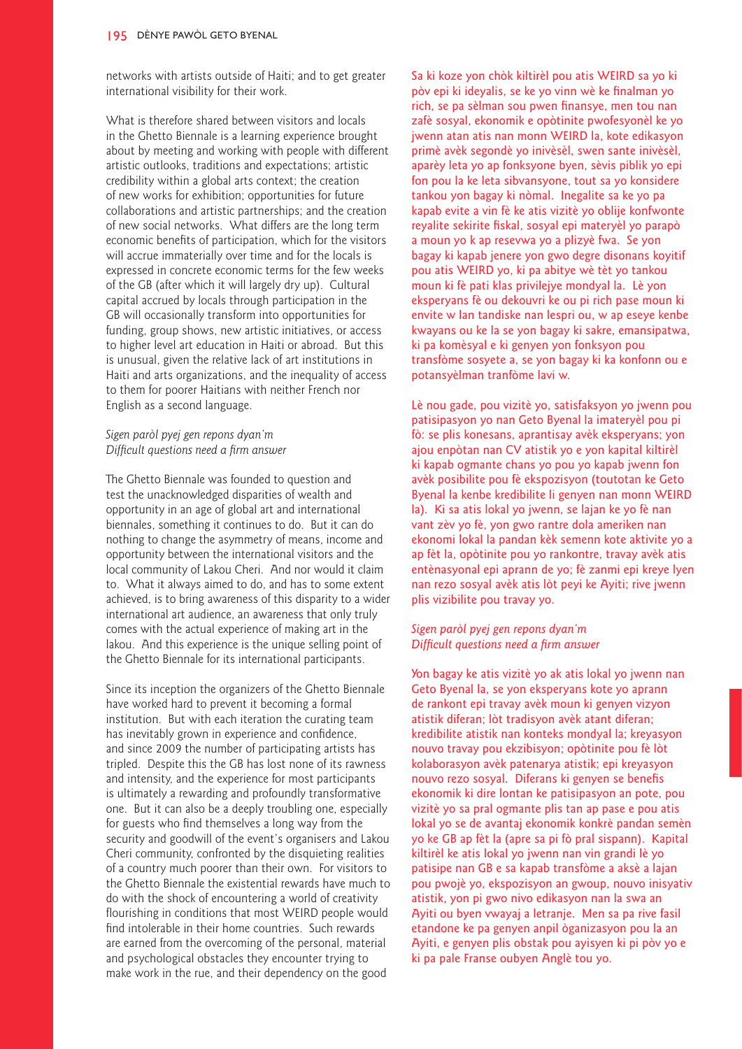networks with artists outside of Haiti; and to get greater international visibility for their work.

What is therefore shared between visitors and locals in the Ghetto Biennale is a learning experience brought about by meeting and working with people with different artistic outlooks, traditions and expectations; artistic credibility within a global arts context; the creation of new works for exhibition; opportunities for future collaborations and artistic partnerships; and the creation of new social networks. What differs are the long term economic benefits of participation, which for the visitors will accrue immaterially over time and for the locals is expressed in concrete economic terms for the few weeks of the GB (after which it will largely dry up). Cultural capital accrued by locals through participation in the GB will occasionally transform into opportunities for funding, group shows, new artistic initiatives, or access to higher level art education in Haiti or abroad. But this is unusual, given the relative lack of art institutions in Haiti and arts organizations, and the inequality of access to them for poorer Haitians with neither French nor English as a second language.

*Sigen paròl pyej gen repons dyan'm*
*Difficult questions need a firm answer*

The Ghetto Biennale was founded to question and test the unacknowledged disparities of wealth and opportunity in an age of global art and international biennales, something it continues to do. But it can do nothing to change the asymmetry of means, income and opportunity between the international visitors and the local community of Lakou Cheri. And nor would it claim to. What it always aimed to do, and has to some extent achieved, is to bring awareness of this disparity to a wider international art audience, an awareness that only truly comes with the actual experience of making art in the lakou. And this experience is the unique selling point of the Ghetto Biennale for its international participants.

Since its inception the organizers of the Ghetto Biennale have worked hard to prevent it becoming a formal institution. But with each iteration the curating team has inevitably grown in experience and confidence, and since 2009 the number of participating artists has tripled. Despite this the GB has lost none of its rawness and intensity, and the experience for most participants is ultimately a rewarding and profoundly transformative one. But it can also be a deeply troubling one, especially for guests who find themselves a long way from the security and goodwill of the event's organisers and Lakou Cheri community, confronted by the disquieting realities of a country much poorer than their own. For visitors to the Ghetto Biennale the existential rewards have much to do with the shock of encountering a world of creativity flourishing in conditions that most WEIRD people would find intolerable in their home countries. Such rewards are earned from the overcoming of the personal, material and psychological obstacles they encounter trying to make work in the rue, and their dependency on the good

Sa ki koze yon chòk kiltirèl pou atis WEIRD sa yo ki pòv epi ki ideyalis, se ke yo vinn wè ke finalman yo rich, se pa sèlman sou pwen finansye, men tou nan zafè sosyal, ekonomik e opòtinite pwofesyonèl ke yo jwenn atan atis nan monn WEIRD la, kote edikasyon primè avèk segondè yo inivèsèl, swen sante inivèsèl, aparèy leta yo ap fonksyone byen, sèvis piblik yo epi fon pou la ke leta sibvansyone, tout sa yo konsidere tankou yon bagay ki nòmal. Inegalite sa ke yo pa kapab evite a vin fè ke atis vizitè yo oblije konfwonte reyalite sekirite fiskal, sosyal epi materyèl yo parapò a moun yo k ap resevwa yo a plizyè fwa. Se yon bagay ki kapab jenere yon gwo degre disonans koyitif pou atis WEIRD yo, ki pa abitye wè tèt yo tankou moun ki fè pati klas privilejye mondyal la. Lè yon eksperyans fè ou dekouvri ke ou pi rich pase moun ki envite w lan tandiske nan lespri ou, w ap eseye kenbe kwayans ou ke la se yon bagay ki sakre, emansipatwa, ki pa komèsyal e ki genyen yon fonksyon pou transfòme sosyete a, se yon bagay ki ka konfonn ou e potansyèlman tranfòme lavi w.

Lè nou gade, pou vizitè yo, satisfaksyon yo jwenn pou patisipasyon yo nan Geto Byenal la imateryèl pou pi fò: se plis konesans, aprantisay avèk eksperyans; yon ajou enpòtan nan CV atistik yo e yon kapital kiltirèl ki kapab ogmante chans yo pou yo kapab jwenn fon avèk posibilite pou fè ekspozisyon (toutotan ke Geto Byenal la kenbe kredibilite li genyen nan monn WEIRD la). Ki sa atis lokal yo jwenn, se lajan ke yo fè nan vant zèv yo fè, yon gwo rantre dola ameriken nan ekonomi lokal la pandan kèk semenn kote aktivite yo a ap fèt la, opòtinite pou yo rankontre, travay avèk atis entènasyonal epi aprann de yo; fè zanmi epi kreye lyen nan rezo sosyal avèk atis lòt peyi ke Ayiti; rive jwenn plis vizibilite pou travay yo.

*Sigen paròl pyej gen repons dyan'm*
*Difficult questions need a firm answer*

Yon bagay ke atis vizitè yo ak atis lokal yo jwenn nan Geto Byenal la, se yon eksperyans kote yo aprann de rankont epi travay avèk moun ki genyen vizyon atistik diferan; lòt tradisyon avèk atant diferan; kredibilite atistik nan konteks mondyal la; kreyasyon nouvo travay pou ekzibisyon; opòtinite pou fè lòt kolaborasyon avèk patenarya atistik; epi kreyasyon nouvo rezo sosyal. Diferans ki genyen se benefis ekonomik ki dire lontan ke patisipasyon an pote, pou vizitè yo sa pral ogmante plis tan ap pase e pou atis lokal yo se de avantaj ekonomik konkrè pandan semèn yo ke GB ap fèt la (apre sa pi fò pral sispann). Kapital kiltirèl ke atis lokal yo jwenn nan vin grandi lè yo patisipe nan GB e sa kapab transfòme a aksè a lajan pou pwojè yo, ekspozisyon an gwoup, nouvo inisyativ atistik, yon pi gwo nivo edikasyon nan la swa an Ayiti ou byen vwayaj a letranje. Men sa pa rive fasil etandone ke pa genyen anpil òganizasyon pou la an Ayiti, e genyen plis obstak pou ayisyen ki pi pòv yo e ki pa pale Franse oubyen Anglè tou yo.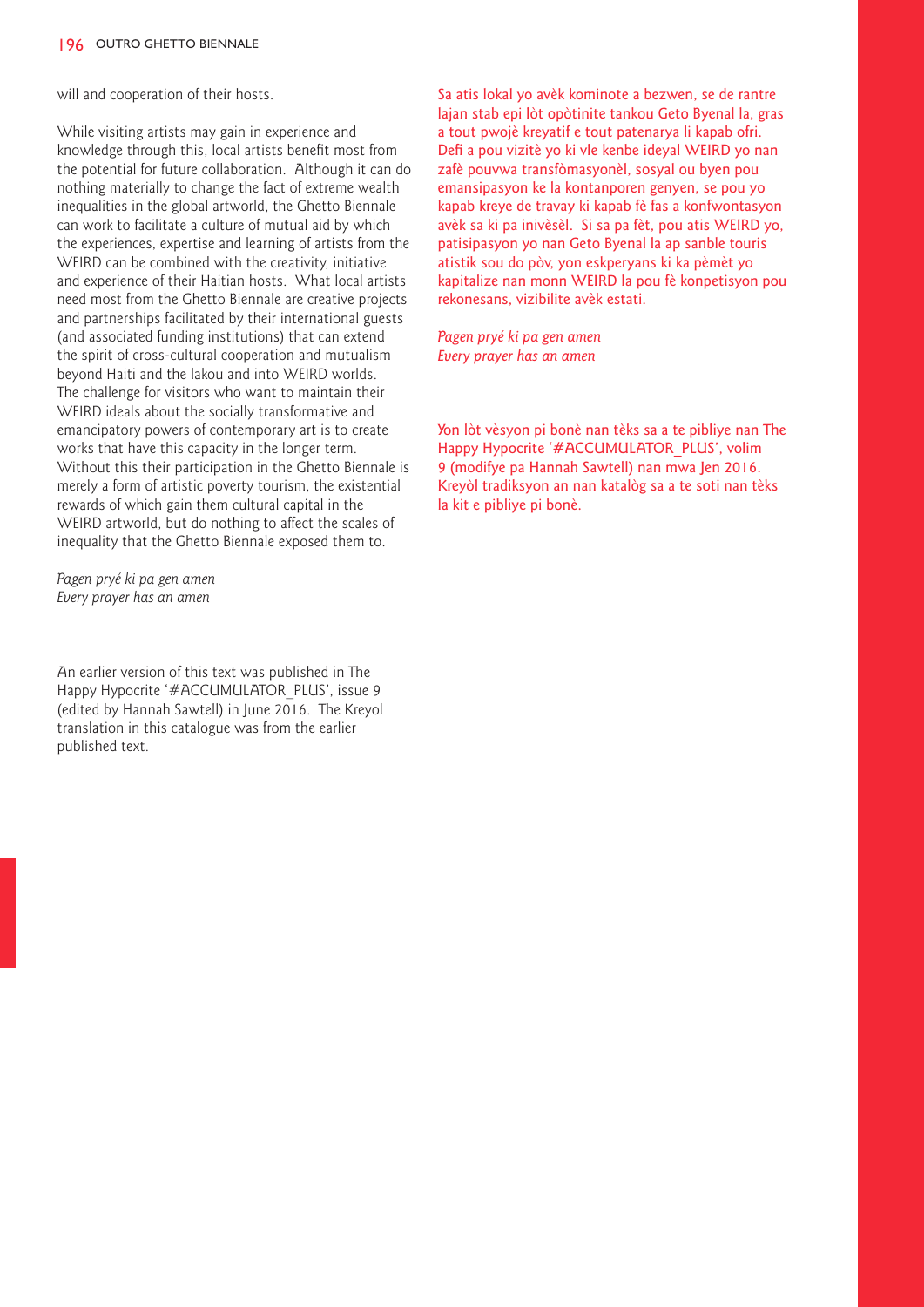will and cooperation of their hosts.

While visiting artists may gain in experience and knowledge through this, local artists benefit most from the potential for future collaboration. Although it can do nothing materially to change the fact of extreme wealth inequalities in the global artworld, the Ghetto Biennale can work to facilitate a culture of mutual aid by which the experiences, expertise and learning of artists from the WEIRD can be combined with the creativity, initiative and experience of their Haitian hosts. What local artists need most from the Ghetto Biennale are creative projects and partnerships facilitated by their international guests (and associated funding institutions) that can extend the spirit of cross-cultural cooperation and mutualism beyond Haiti and the lakou and into WEIRD worlds. The challenge for visitors who want to maintain their WEIRD ideals about the socially transformative and emancipatory powers of contemporary art is to create works that have this capacity in the longer term. Without this their participation in the Ghetto Biennale is merely a form of artistic poverty tourism, the existential rewards of which gain them cultural capital in the WEIRD artworld, but do nothing to affect the scales of inequality that the Ghetto Biennale exposed them to.

*Pagen pryé ki pa gen amen*
*Every prayer has an amen*

An earlier version of this text was published in The Happy Hypocrite '#ACCUMULATOR_PLUS', issue 9 (edited by Hannah Sawtell) in June 2016. The Kreyol translation in this catalogue was from the earlier published text.

Sa atis lokal yo avèk kominote a bezwen, se de rantre lajan stab epi lòt opòtinite tankou Geto Byenal la, gras a tout pwojè kreyatif e tout patenarya li kapab ofri. Defi a pou vizitè yo ki vle kenbe ideyal WEIRD yo nan zafè pouvwa transfòmasyonèl, sosyal ou byen pou emansipasyon ke la kontanporen genyen, se pou yo kapab kreye de travay ki kapab fè fas a konfwontasyon avèk sa ki pa inivèsèl. Si sa pa fèt, pou atis WEIRD yo, patisipasyon yo nan Geto Byenal la ap sanble touris atistik sou do pòv, yon eskperyans ki ka pèmèt yo kapitalize nan monn WEIRD la pou fè konpetisyon pou rekonesans, vizibilite avèk estati.

*Pagen pryé ki pa gen amen*
*Every prayer has an amen*

Yon lòt vèsyon pi bonè nan tèks sa a te pibliye nan The Happy Hypocrite '#ACCUMULATOR_PLUS', volim 9 (modifye pa Hannah Sawtell) nan mwa Jen 2016. Kreyòl tradiksyon an nan katalòg sa a te soti nan tèks la kit e pibliye pi bonè.